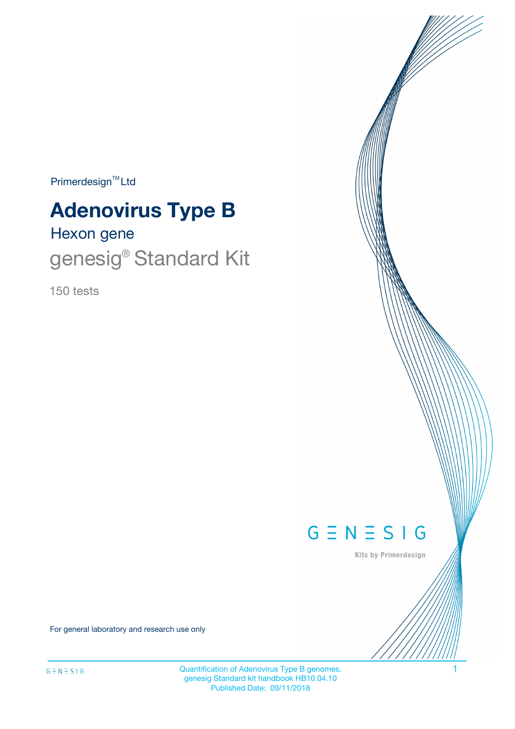Primerdesign™ Ltd

# Adenovirus Type B

## Hexon gene

## genesig® Standard Kit

150 tests

GENESIG

Kits by Primerdesign

For general laboratory and research use only

Quantification of Adenovirus Type B genomes.
genesig Standard kit handbook HB10.04.10
Published Date: 09/11/2018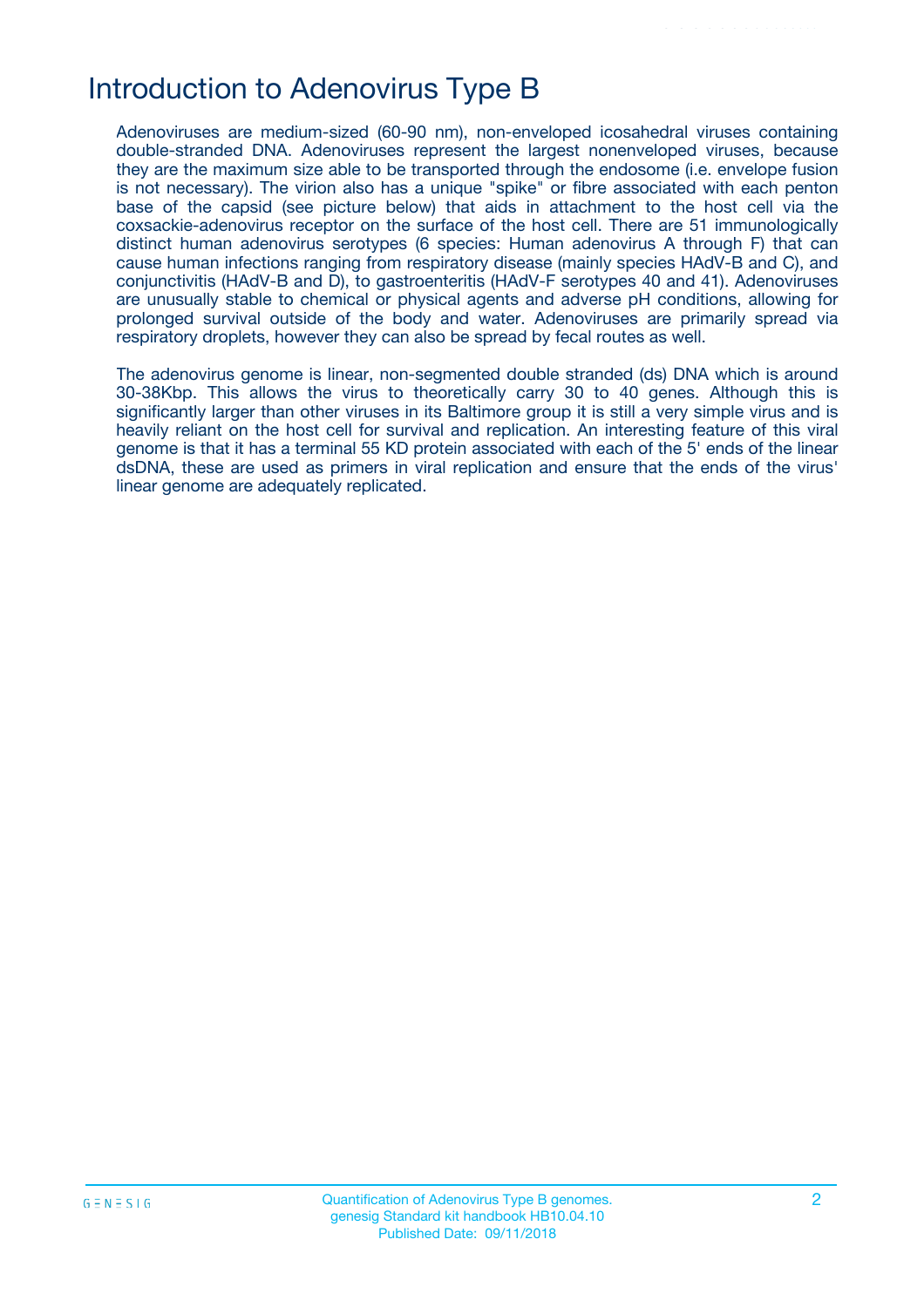# Introduction to Adenovirus Type B

Adenoviruses are medium-sized (60-90 nm), non-enveloped icosahedral viruses containing double-stranded DNA. Adenoviruses represent the largest nonenveloped viruses, because they are the maximum size able to be transported through the endosome (i.e. envelope fusion is not necessary). The virion also has a unique "spike" or fibre associated with each penton base of the capsid (see picture below) that aids in attachment to the host cell via the coxsackie-adenovirus receptor on the surface of the host cell. There are 51 immunologically distinct human adenovirus serotypes (6 species: Human adenovirus A through F) that can cause human infections ranging from respiratory disease (mainly species HAdV-B and C), and conjunctivitis (HAdV-B and D), to gastroenteritis (HAdV-F serotypes 40 and 41). Adenoviruses are unusually stable to chemical or physical agents and adverse pH conditions, allowing for prolonged survival outside of the body and water. Adenoviruses are primarily spread via respiratory droplets, however they can also be spread by fecal routes as well.

The adenovirus genome is linear, non-segmented double stranded (ds) DNA which is around 30-38Kbp. This allows the virus to theoretically carry 30 to 40 genes. Although this is significantly larger than other viruses in its Baltimore group it is still a very simple virus and is heavily reliant on the host cell for survival and replication. An interesting feature of this viral genome is that it has a terminal 55 KD protein associated with each of the 5' ends of the linear dsDNA, these are used as primers in viral replication and ensure that the ends of the virus' linear genome are adequately replicated.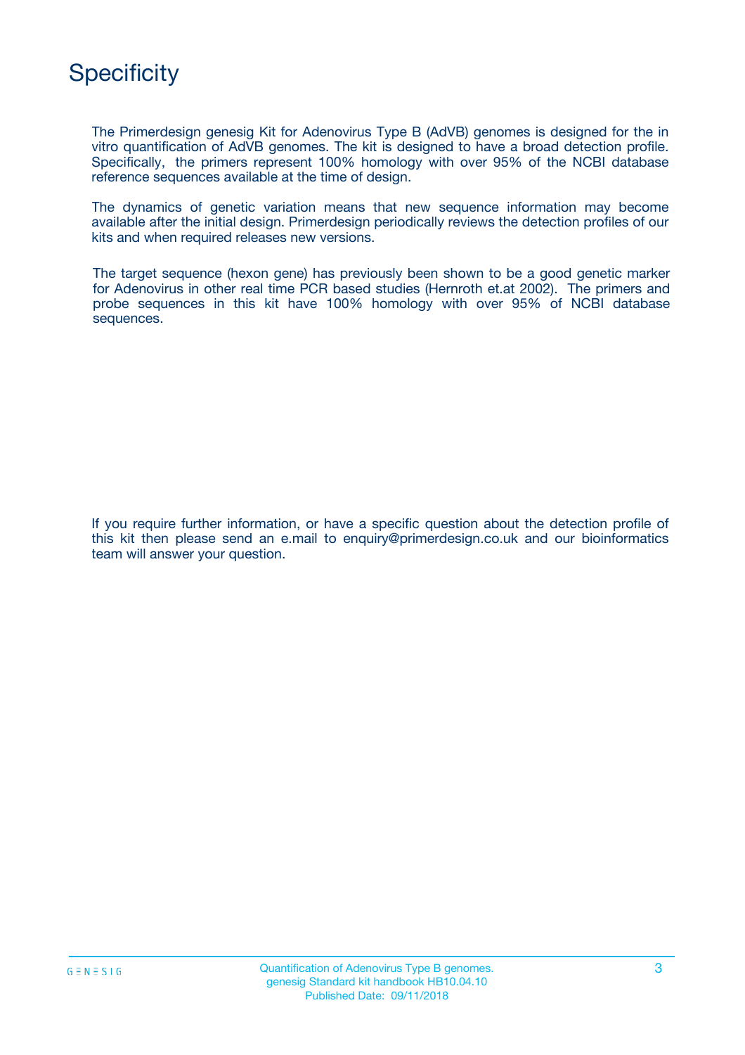# Specificity

The Primerdesign genesig Kit for Adenovirus Type B (AdVB) genomes is designed for the in vitro quantification of AdVB genomes. The kit is designed to have a broad detection profile. Specifically, the primers represent 100% homology with over 95% of the NCBI database reference sequences available at the time of design.

The dynamics of genetic variation means that new sequence information may become available after the initial design. Primerdesign periodically reviews the detection profiles of our kits and when required releases new versions.

The target sequence (hexon gene) has previously been shown to be a good genetic marker for Adenovirus in other real time PCR based studies (Hernroth et.at 2002). The primers and probe sequences in this kit have 100% homology with over 95% of NCBI database sequences.

If you require further information, or have a specific question about the detection profile of this kit then please send an e.mail to enquiry@primerdesign.co.uk and our bioinformatics team will answer your question.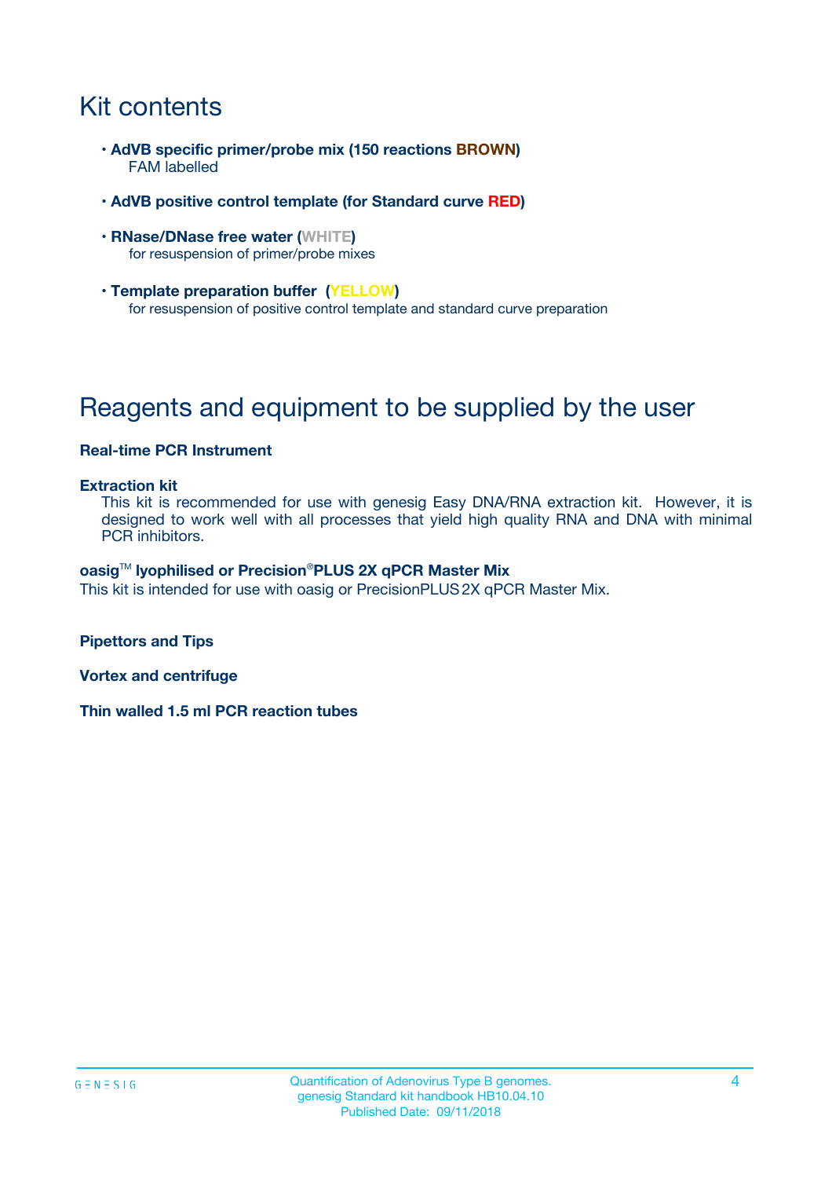# Kit contents

- **AdVB specific primer/probe mix (150 reactions BROWN)**
  FAM labelled

- **AdVB positive control template (for Standard curve RED)**

- **RNase/DNase free water (WHITE)**
  for resuspension of primer/probe mixes

- **Template preparation buffer (YELLOW)**
  for resuspension of positive control template and standard curve preparation

# Reagents and equipment to be supplied by the user

**Real-time PCR Instrument**

**Extraction kit**
This kit is recommended for use with genesig Easy DNA/RNA extraction kit. However, it is designed to work well with all processes that yield high quality RNA and DNA with minimal PCR inhibitors.

**oasig™ lyophilised or Precision®PLUS 2X qPCR Master Mix**
This kit is intended for use with oasig or PrecisionPLUS 2X qPCR Master Mix.

**Pipettors and Tips**

**Vortex and centrifuge**

**Thin walled 1.5 ml PCR reaction tubes**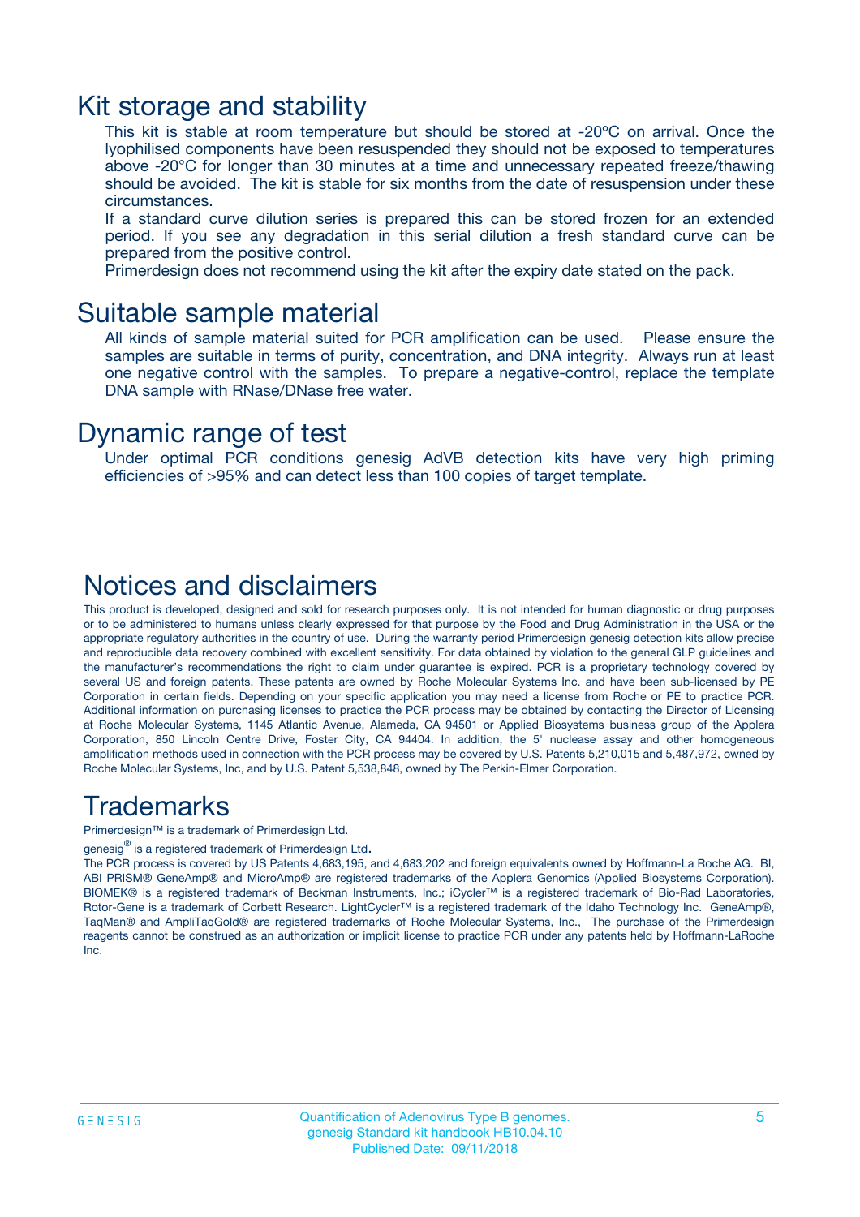## Kit storage and stability

This kit is stable at room temperature but should be stored at -20ºC on arrival. Once the lyophilised components have been resuspended they should not be exposed to temperatures above -20°C for longer than 30 minutes at a time and unnecessary repeated freeze/thawing should be avoided. The kit is stable for six months from the date of resuspension under these circumstances.

If a standard curve dilution series is prepared this can be stored frozen for an extended period. If you see any degradation in this serial dilution a fresh standard curve can be prepared from the positive control.

Primerdesign does not recommend using the kit after the expiry date stated on the pack.

## Suitable sample material

All kinds of sample material suited for PCR amplification can be used. Please ensure the samples are suitable in terms of purity, concentration, and DNA integrity. Always run at least one negative control with the samples. To prepare a negative-control, replace the template DNA sample with RNase/DNase free water.

## Dynamic range of test

Under optimal PCR conditions genesig AdVB detection kits have very high priming efficiencies of >95% and can detect less than 100 copies of target template.

## Notices and disclaimers

This product is developed, designed and sold for research purposes only. It is not intended for human diagnostic or drug purposes or to be administered to humans unless clearly expressed for that purpose by the Food and Drug Administration in the USA or the appropriate regulatory authorities in the country of use. During the warranty period Primerdesign genesig detection kits allow precise and reproducible data recovery combined with excellent sensitivity. For data obtained by violation to the general GLP guidelines and the manufacturer's recommendations the right to claim under guarantee is expired. PCR is a proprietary technology covered by several US and foreign patents. These patents are owned by Roche Molecular Systems Inc. and have been sub-licensed by PE Corporation in certain fields. Depending on your specific application you may need a license from Roche or PE to practice PCR. Additional information on purchasing licenses to practice the PCR process may be obtained by contacting the Director of Licensing at Roche Molecular Systems, 1145 Atlantic Avenue, Alameda, CA 94501 or Applied Biosystems business group of the Applera Corporation, 850 Lincoln Centre Drive, Foster City, CA 94404. In addition, the 5' nuclease assay and other homogeneous amplification methods used in connection with the PCR process may be covered by U.S. Patents 5,210,015 and 5,487,972, owned by Roche Molecular Systems, Inc, and by U.S. Patent 5,538,848, owned by The Perkin-Elmer Corporation.

## Trademarks

Primerdesign™ is a trademark of Primerdesign Ltd.

genesig® is a registered trademark of Primerdesign Ltd.

The PCR process is covered by US Patents 4,683,195, and 4,683,202 and foreign equivalents owned by Hoffmann-La Roche AG. BI, ABI PRISM® GeneAmp® and MicroAmp® are registered trademarks of the Applera Genomics (Applied Biosystems Corporation). BIOMEK® is a registered trademark of Beckman Instruments, Inc.; iCycler™ is a registered trademark of Bio-Rad Laboratories, Rotor-Gene is a trademark of Corbett Research. LightCycler™ is a registered trademark of the Idaho Technology Inc. GeneAmp®, TaqMan® and AmpliTaqGold® are registered trademarks of Roche Molecular Systems, Inc., The purchase of the Primerdesign reagents cannot be construed as an authorization or implicit license to practice PCR under any patents held by Hoffmann-LaRoche Inc.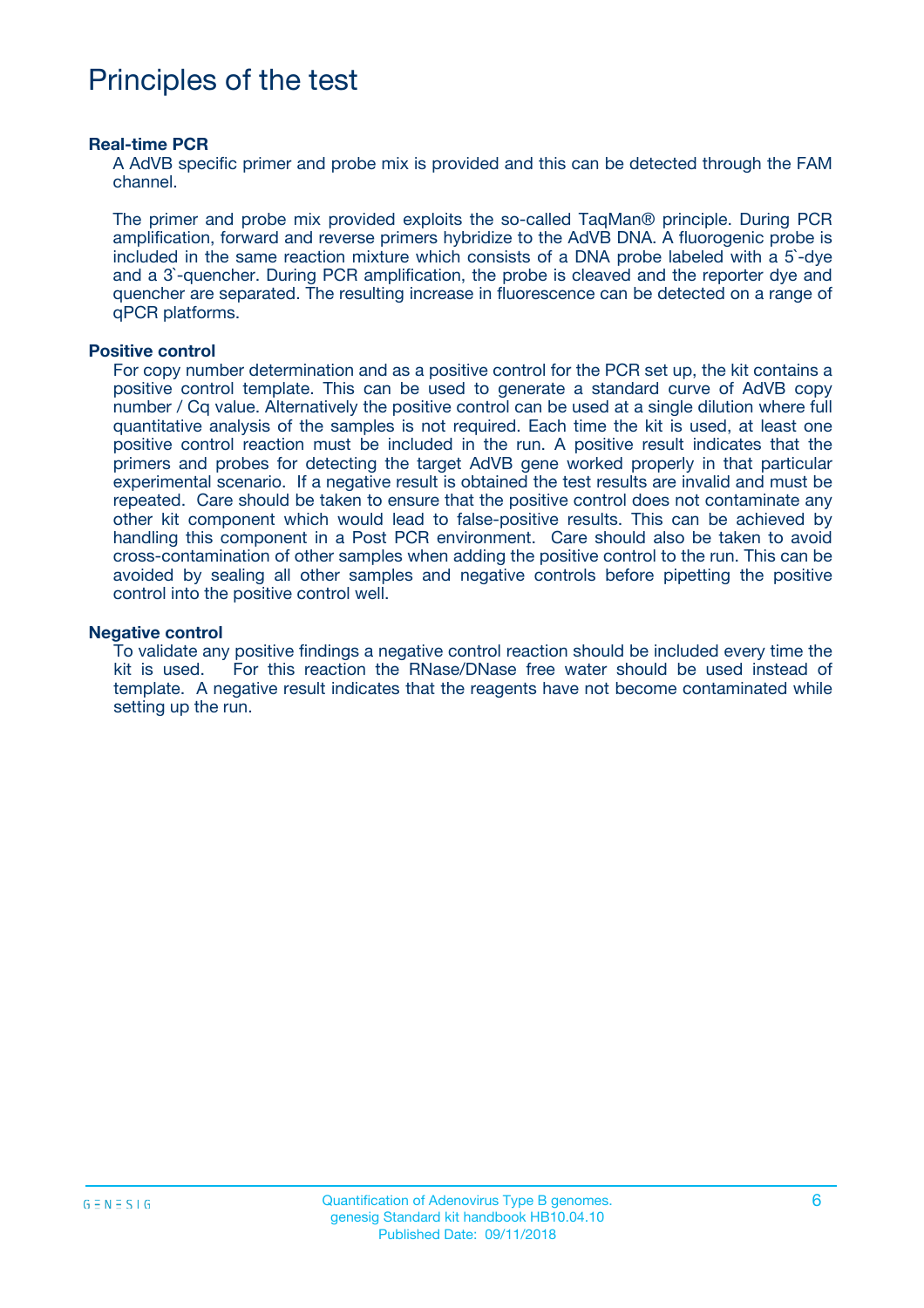# Principles of the test

### Real-time PCR

A AdVB specific primer and probe mix is provided and this can be detected through the FAM channel.

The primer and probe mix provided exploits the so-called TaqMan® principle. During PCR amplification, forward and reverse primers hybridize to the AdVB DNA. A fluorogenic probe is included in the same reaction mixture which consists of a DNA probe labeled with a 5`-dye and a 3`-quencher. During PCR amplification, the probe is cleaved and the reporter dye and quencher are separated. The resulting increase in fluorescence can be detected on a range of qPCR platforms.

### Positive control

For copy number determination and as a positive control for the PCR set up, the kit contains a positive control template. This can be used to generate a standard curve of AdVB copy number / Cq value. Alternatively the positive control can be used at a single dilution where full quantitative analysis of the samples is not required. Each time the kit is used, at least one positive control reaction must be included in the run. A positive result indicates that the primers and probes for detecting the target AdVB gene worked properly in that particular experimental scenario. If a negative result is obtained the test results are invalid and must be repeated. Care should be taken to ensure that the positive control does not contaminate any other kit component which would lead to false-positive results. This can be achieved by handling this component in a Post PCR environment. Care should also be taken to avoid cross-contamination of other samples when adding the positive control to the run. This can be avoided by sealing all other samples and negative controls before pipetting the positive control into the positive control well.

### Negative control

To validate any positive findings a negative control reaction should be included every time the kit is used. For this reaction the RNase/DNase free water should be used instead of template. A negative result indicates that the reagents have not become contaminated while setting up the run.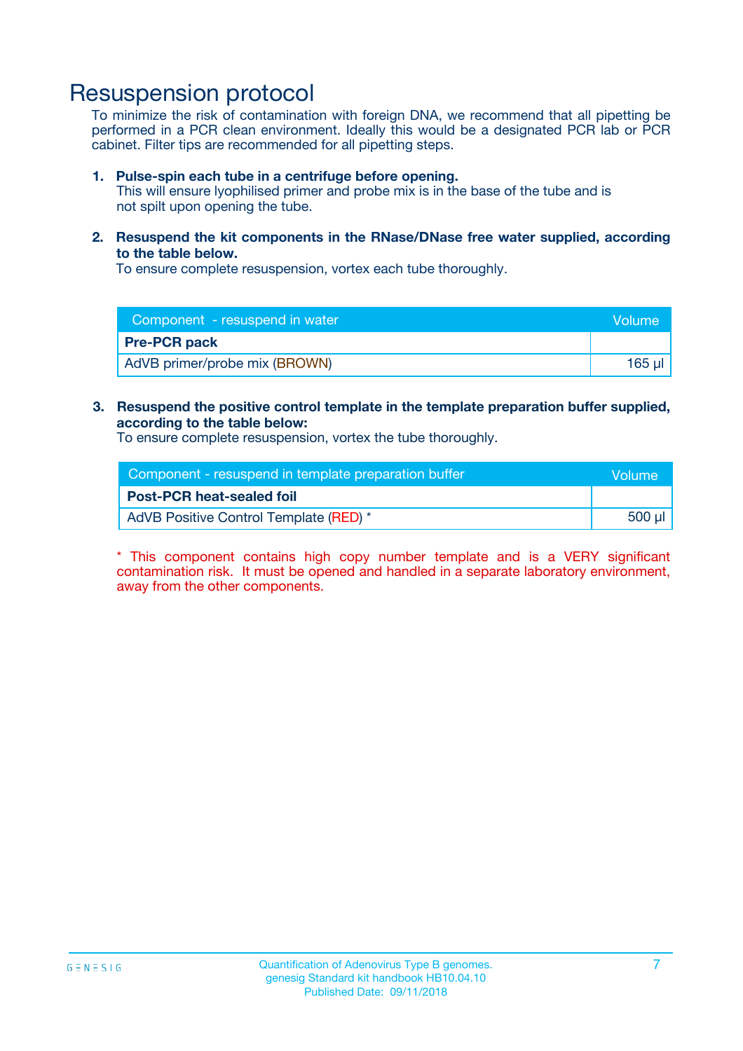# Resuspension protocol

To minimize the risk of contamination with foreign DNA, we recommend that all pipetting be performed in a PCR clean environment. Ideally this would be a designated PCR lab or PCR cabinet. Filter tips are recommended for all pipetting steps.

1. **Pulse-spin each tube in a centrifuge before opening.**
   This will ensure lyophilised primer and probe mix is in the base of the tube and is not spilt upon opening the tube.

2. **Resuspend the kit components in the RNase/DNase free water supplied, according to the table below.**
   To ensure complete resuspension, vortex each tube thoroughly.

| Component - resuspend in water | Volume |
|---|---|
| **Pre-PCR pack** | |
| AdVB primer/probe mix (BROWN) | 165 µl |

3. **Resuspend the positive control template in the template preparation buffer supplied, according to the table below:**
   To ensure complete resuspension, vortex the tube thoroughly.

| Component - resuspend in template preparation buffer | Volume |
|---|---|
| **Post-PCR heat-sealed foil** | |
| AdVB Positive Control Template (RED) * | 500 µl |

* This component contains high copy number template and is a VERY significant contamination risk. It must be opened and handled in a separate laboratory environment, away from the other components.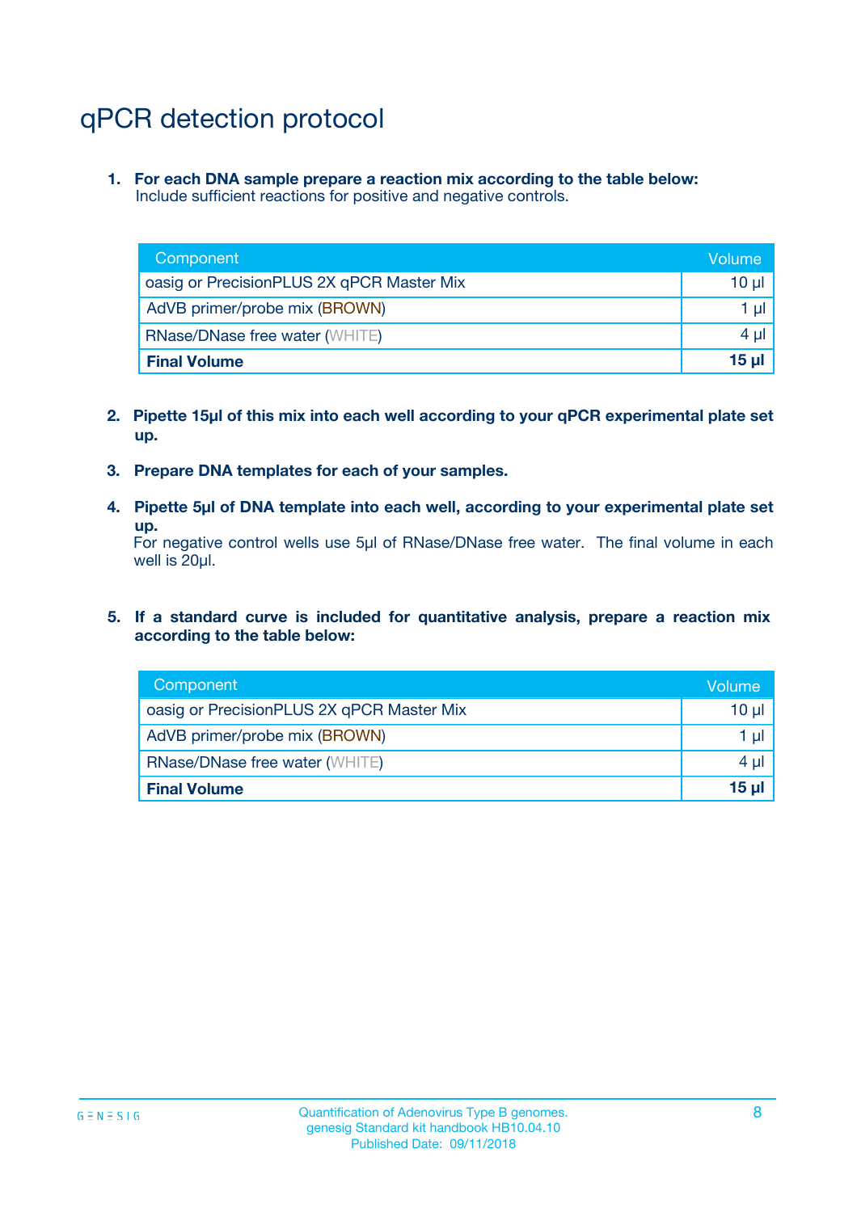# qPCR detection protocol

1. **For each DNA sample prepare a reaction mix according to the table below:**
   Include sufficient reactions for positive and negative controls.

| Component | Volume |
| --- | --- |
| oasig or PrecisionPLUS 2X qPCR Master Mix | 10 µl |
| AdVB primer/probe mix (BROWN) | 1 µl |
| RNase/DNase free water (WHITE) | 4 µl |
| **Final Volume** | **15 µl** |

2. **Pipette 15µl of this mix into each well according to your qPCR experimental plate set up.**

3. **Prepare DNA templates for each of your samples.**

4. **Pipette 5µl of DNA template into each well, according to your experimental plate set up.**
   For negative control wells use 5µl of RNase/DNase free water. The final volume in each well is 20µl.

5. **If a standard curve is included for quantitative analysis, prepare a reaction mix according to the table below:**

| Component | Volume |
| --- | --- |
| oasig or PrecisionPLUS 2X qPCR Master Mix | 10 µl |
| AdVB primer/probe mix (BROWN) | 1 µl |
| RNase/DNase free water (WHITE) | 4 µl |
| **Final Volume** | **15 µl** |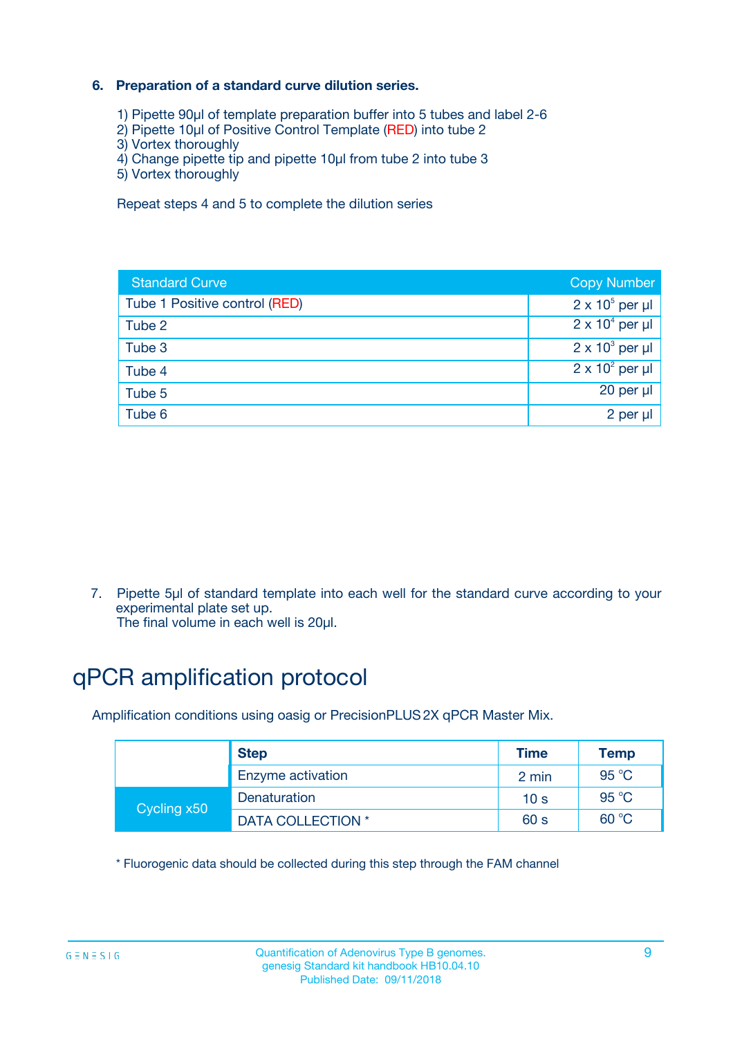### 6. Preparation of a standard curve dilution series.

1) Pipette 90µl of template preparation buffer into 5 tubes and label 2-6
2) Pipette 10µl of Positive Control Template (RED) into tube 2
3) Vortex thoroughly
4) Change pipette tip and pipette 10µl from tube 2 into tube 3
5) Vortex thoroughly

Repeat steps 4 and 5 to complete the dilution series

| Standard Curve | Copy Number |
|---|---|
| Tube 1 Positive control (RED) | $2 \times 10^5$ per µl |
| Tube 2 | $2 \times 10^4$ per µl |
| Tube 3 | $2 \times 10^3$ per µl |
| Tube 4 | $2 \times 10^2$ per µl |
| Tube 5 | 20 per µl |
| Tube 6 | 2 per µl |

7. Pipette 5µl of standard template into each well for the standard curve according to your experimental plate set up.
The final volume in each well is 20µl.

# qPCR amplification protocol

Amplification conditions using oasig or PrecisionPLUS 2X qPCR Master Mix.

| | Step | Time | Temp |
|---|---|---|---|
| | Enzyme activation | 2 min | 95 °C |
| Cycling x50 | Denaturation | 10 s | 95 °C |
| | DATA COLLECTION * | 60 s | 60 °C |

* Fluorogenic data should be collected during this step through the FAM channel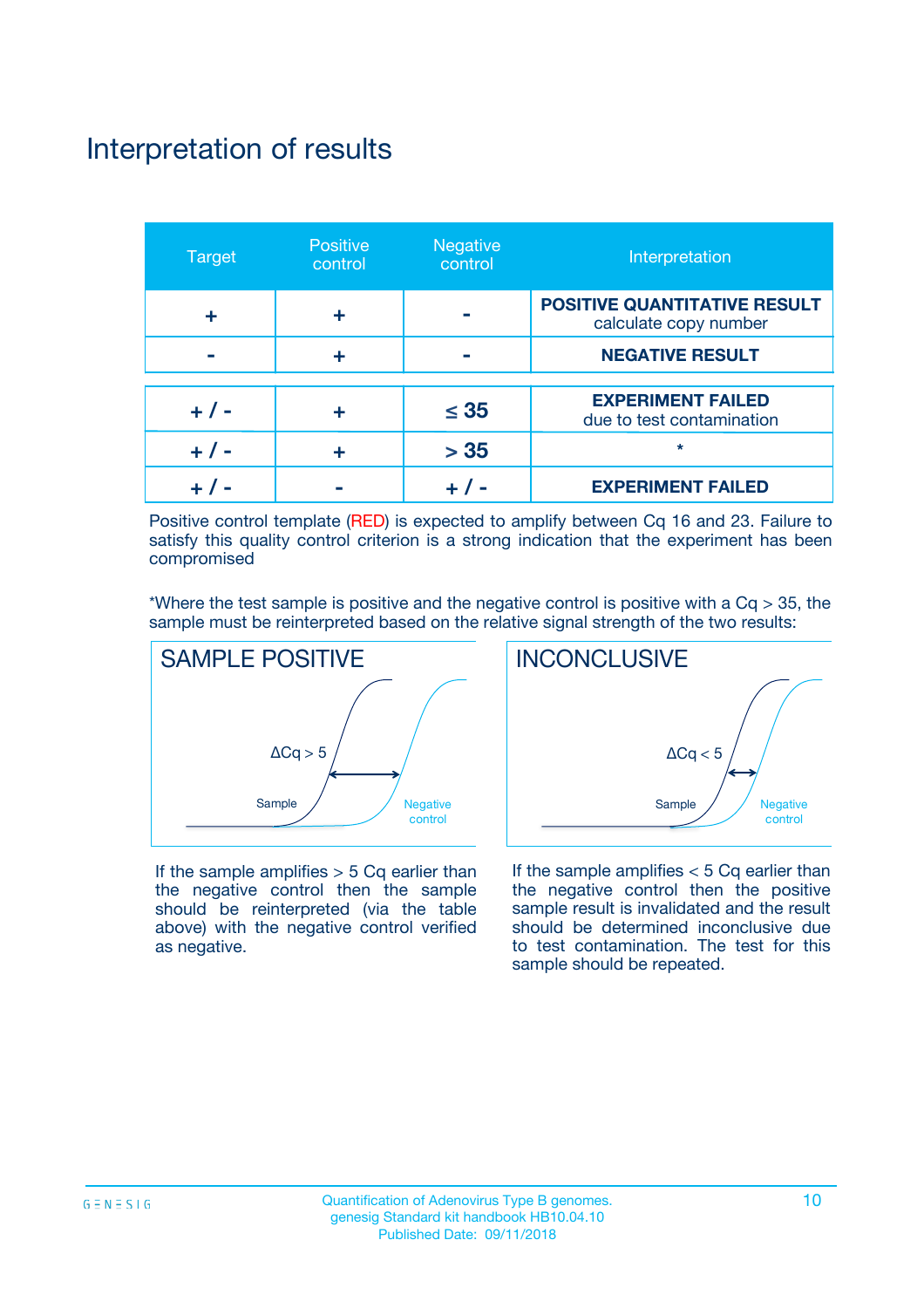# Interpretation of results

| Target | Positive control | Negative control | Interpretation |
|---|---|---|---|
| + | + | - | **POSITIVE QUANTITATIVE RESULT** calculate copy number |
| - | + | - | **NEGATIVE RESULT** |
| + / - | + | ≤ 35 | **EXPERIMENT FAILED** due to test contamination |
| + / - | + | > 35 | * |
| + / - | - | + / - | **EXPERIMENT FAILED** |

Positive control template (RED) is expected to amplify between Cq 16 and 23. Failure to satisfy this quality control criterion is a strong indication that the experiment has been compromised

*Where the test sample is positive and the negative control is positive with a Cq > 35, the sample must be reinterpreted based on the relative signal strength of the two results:

SAMPLE POSITIVE

ΔCq > 5

Sample

Negative control

If the sample amplifies > 5 Cq earlier than the negative control then the sample should be reinterpreted (via the table above) with the negative control verified as negative.

INCONCLUSIVE

ΔCq < 5

Sample

Negative control

If the sample amplifies < 5 Cq earlier than the negative control then the positive sample result is invalidated and the result should be determined inconclusive due to test contamination. The test for this sample should be repeated.